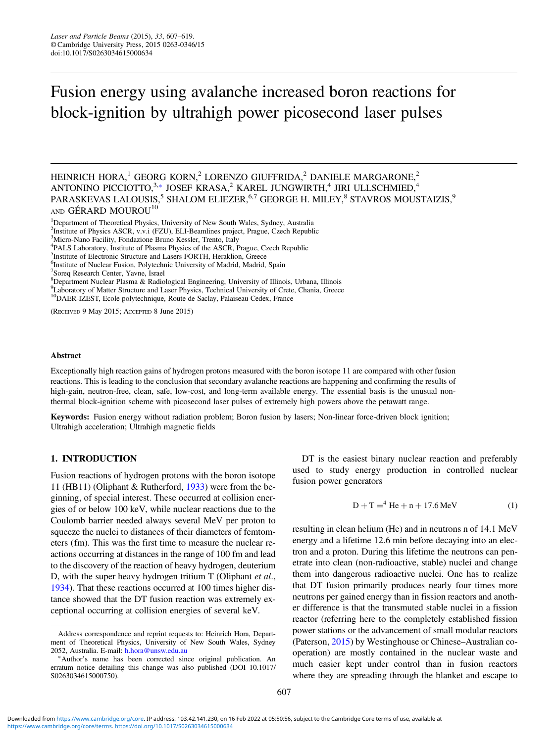# Fusion energy using avalanche increased boron reactions for block-ignition by ultrahigh power picosecond laser pulses

HEINRICH HORA,[1] GEORG KORN,[2] LORENZO GIUFFRIDA,[2] DANIELE MARGARONE,[2] ANTONINO PICCIOTTO,[3,*] JOSEF KRASA,[2] KAREL JUNGWIRTH,[4] JIRI ULLSCHMIED,[4] PARASKEVAS LALOUSIS,[5] SHALOM ELIEZER,[6,7] GEORGE H. MILEY,[8] STAVROS MOUSTAIZIS,[9] AND GÉRARD MOUROU[10]

[1]Department of Theoretical Physics, University of New South Wales, Sydney, Australia
[2]Institute of Physics ASCR, v.v.i (FZU), ELI-Beamlines project, Prague, Czech Republic
[3]Micro-Nano Facility, Fondazione Bruno Kessler, Trento, Italy
[4]PALS Laboratory, Institute of Plasma Physics of the ASCR, Prague, Czech Republic
[5]Institute of Electronic Structure and Lasers FORTH, Heraklion, Greece
[6]Institute of Nuclear Fusion, Polytechnic University of Madrid, Madrid, Spain
[7]Soreq Research Center, Yavne, Israel
[8]Department Nuclear Plasma & Radiological Engineering, University of Illinois, Urbana, Illinois
[9]Laboratory of Matter Structure and Laser Physics, Technical University of Crete, Chania, Greece
[10]DAER-IZEST, Ecole polytechnique, Route de Saclay, Palaiseau Cedex, France

(Received 9 May 2015; Accepted 8 June 2015)

#### Abstract

Exceptionally high reaction gains of hydrogen protons measured with the boron isotope 11 are compared with other fusion reactions. This is leading to the conclusion that secondary avalanche reactions are happening and confirming the results of high-gain, neutron-free, clean, safe, low-cost, and long-term available energy. The essential basis is the unusual non-thermal block-ignition scheme with picosecond laser pulses of extremely high powers above the petawatt range.

**Keywords:** Fusion energy without radiation problem; Boron fusion by lasers; Non-linear force-driven block ignition; Ultrahigh acceleration; Ultrahigh magnetic fields

## 1. INTRODUCTION

Fusion reactions of hydrogen protons with the boron isotope 11 (HB11) (Oliphant & Rutherford, 1933) were from the beginning, of special interest. These occurred at collision energies of or below 100 keV, while nuclear reactions due to the Coulomb barrier needed always several MeV per proton to squeeze the nuclei to distances of their diameters of femtometers (fm). This was the first time to measure the nuclear reactions occurring at distances in the range of 100 fm and lead to the discovery of the reaction of heavy hydrogen, deuterium D, with the super heavy hydrogen tritium T (Oliphant *et al.*, 1934). That these reactions occurred at 100 times higher distance showed that the DT fusion reaction was extremely exceptional occurring at collision energies of several keV.

DT is the easiest binary nuclear reaction and preferably used to study energy production in controlled nuclear fusion power generators

$$\mathrm{D} + \mathrm{T} = {}^{4}\mathrm{He} + \mathrm{n} + 17.6\,\mathrm{MeV} \tag{1}$$

resulting in clean helium (He) and in neutrons n of 14.1 MeV energy and a lifetime 12.6 min before decaying into an electron and a proton. During this lifetime the neutrons can penetrate into clean (non-radioactive, stable) nuclei and change them into dangerous radioactive nuclei. One has to realize that DT fusion primarily produces nearly four times more neutrons per gained energy than in fission reactors and another difference is that the transmuted stable nuclei in a fission reactor (referring here to the completely established fission power stations or the advancement of small modular reactors (Paterson, 2015) by Westinghouse or Chinese–Australian co-operation) are mostly contained in the nuclear waste and much easier kept under control than in fusion reactors where they are spreading through the blanket and escape to

Address correspondence and reprint requests to: Heinrich Hora, Department of Theoretical Physics, University of New South Wales, Sydney 2052, Australia. E-mail: h.hora@unsw.edu.au

*Author's name has been corrected since original publication. An erratum notice detailing this change was also published (DOI 10.1017/S0263034615000750).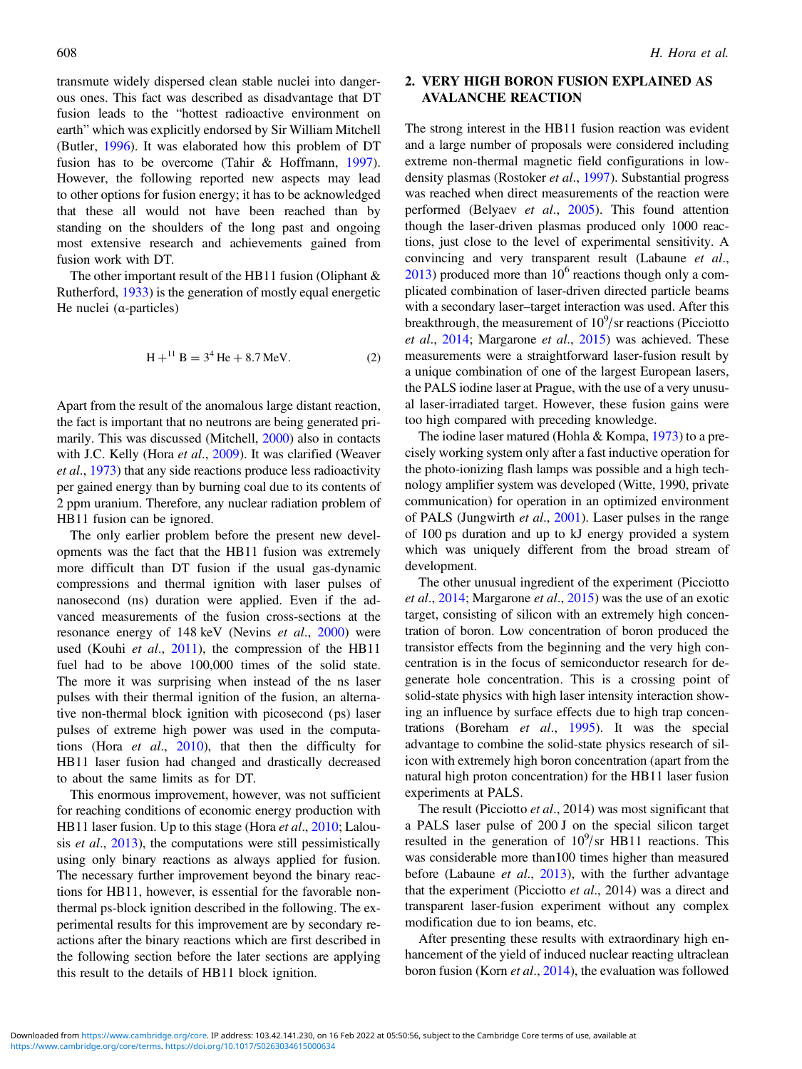transmute widely dispersed clean stable nuclei into dangerous ones. This fact was described as disadvantage that DT fusion leads to the "hottest radioactive environment on earth" which was explicitly endorsed by Sir William Mitchell (Butler, 1996). It was elaborated how this problem of DT fusion has to be overcome (Tahir & Hoffmann, 1997). However, the following reported new aspects may lead to other options for fusion energy; it has to be acknowledged that these all would not have been reached than by standing on the shoulders of the long past and ongoing most extensive research and achievements gained from fusion work with DT.

The other important result of the HB11 fusion (Oliphant & Rutherford, 1933) is the generation of mostly equal energetic He nuclei (α-particles)

$$\mathrm{H} + {}^{11}\mathrm{B} = 3\,{}^{4}\mathrm{He} + 8.7\,\mathrm{MeV}. \tag{2}$$

Apart from the result of the anomalous large distant reaction, the fact is important that no neutrons are being generated primarily. This was discussed (Mitchell, 2000) also in contacts with J.C. Kelly (Hora *et al*., 2009). It was clarified (Weaver *et al*., 1973) that any side reactions produce less radioactivity per gained energy than by burning coal due to its contents of 2 ppm uranium. Therefore, any nuclear radiation problem of HB11 fusion can be ignored.

The only earlier problem before the present new developments was the fact that the HB11 fusion was extremely more difficult than DT fusion if the usual gas-dynamic compressions and thermal ignition with laser pulses of nanosecond (ns) duration were applied. Even if the advanced measurements of the fusion cross-sections at the resonance energy of 148 keV (Nevins *et al*., 2000) were used (Kouhi *et al*., 2011), the compression of the HB11 fuel had to be above 100,000 times of the solid state. The more it was surprising when instead of the ns laser pulses with their thermal ignition of the fusion, an alternative non-thermal block ignition with picosecond (ps) laser pulses of extreme high power was used in the computations (Hora *et al*., 2010), that then the difficulty for HB11 laser fusion had changed and drastically decreased to about the same limits as for DT.

This enormous improvement, however, was not sufficient for reaching conditions of economic energy production with HB11 laser fusion. Up to this stage (Hora *et al*., 2010; Lalousis *et al*., 2013), the computations were still pessimistically using only binary reactions as always applied for fusion. The necessary further improvement beyond the binary reactions for HB11, however, is essential for the favorable non-thermal ps-block ignition described in the following. The experimental results for this improvement are by secondary reactions after the binary reactions which are first described in the following section before the later sections are applying this result to the details of HB11 block ignition.

## 2. VERY HIGH BORON FUSION EXPLAINED AS AVALANCHE REACTION

The strong interest in the HB11 fusion reaction was evident and a large number of proposals were considered including extreme non-thermal magnetic field configurations in low-density plasmas (Rostoker *et al*., 1997). Substantial progress was reached when direct measurements of the reaction were performed (Belyaev *et al*., 2005). This found attention though the laser-driven plasmas produced only 1000 reactions, just close to the level of experimental sensitivity. A convincing and very transparent result (Labaune *et al*., 2013) produced more than $10^6$ reactions though only a complicated combination of laser-driven directed particle beams with a secondary laser–target interaction was used. After this breakthrough, the measurement of $10^9$/sr reactions (Picciotto *et al*., 2014; Margarone *et al*., 2015) was achieved. These measurements were a straightforward laser-fusion result by a unique combination of one of the largest European lasers, the PALS iodine laser at Prague, with the use of a very unusual laser-irradiated target. However, these fusion gains were too high compared with preceding knowledge.

The iodine laser matured (Hohla & Kompa, 1973) to a precisely working system only after a fast inductive operation for the photo-ionizing flash lamps was possible and a high technology amplifier system was developed (Witte, 1990, private communication) for operation in an optimized environment of PALS (Jungwirth *et al*., 2001). Laser pulses in the range of 100 ps duration and up to kJ energy provided a system which was uniquely different from the broad stream of development.

The other unusual ingredient of the experiment (Picciotto *et al*., 2014; Margarone *et al*., 2015) was the use of an exotic target, consisting of silicon with an extremely high concentration of boron. Low concentration of boron produced the transistor effects from the beginning and the very high concentration is in the focus of semiconductor research for degenerate hole concentration. This is a crossing point of solid-state physics with high laser intensity interaction showing an influence by surface effects due to high trap concentrations (Boreham *et al*., 1995). It was the special advantage to combine the solid-state physics research of silicon with extremely high boron concentration (apart from the natural high proton concentration) for the HB11 laser fusion experiments at PALS.

The result (Picciotto *et al*., 2014) was most significant that a PALS laser pulse of 200 J on the special silicon target resulted in the generation of $10^9$/sr HB11 reactions. This was considerable more than100 times higher than measured before (Labaune *et al*., 2013), with the further advantage that the experiment (Picciotto *et al*., 2014) was a direct and transparent laser-fusion experiment without any complex modification due to ion beams, etc.

After presenting these results with extraordinary high enhancement of the yield of induced nuclear reacting ultraclean boron fusion (Korn *et al*., 2014), the evaluation was followed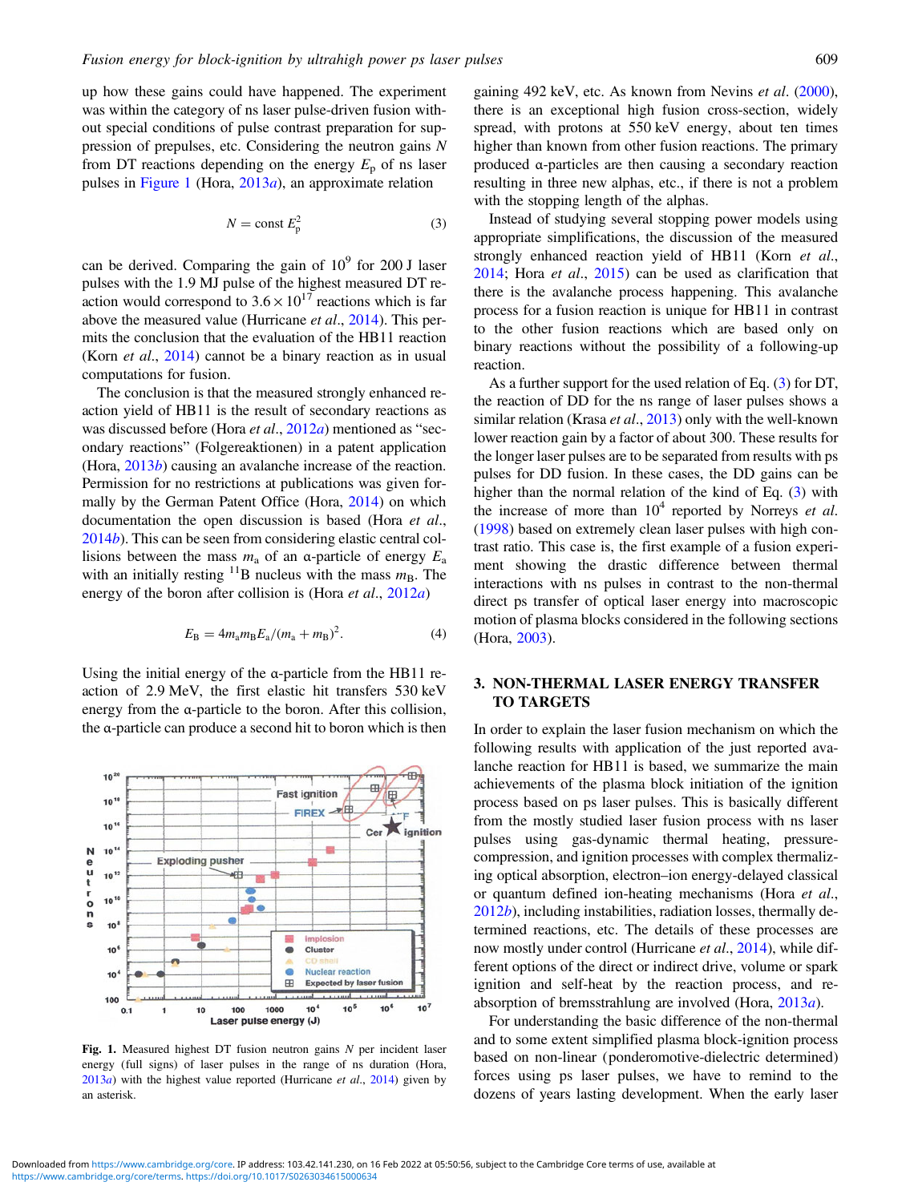up how these gains could have happened. The experiment was within the category of ns laser pulse-driven fusion without special conditions of pulse contrast preparation for suppression of prepulses, etc. Considering the neutron gains $N$ from DT reactions depending on the energy $E_p$ of ns laser pulses in Figure 1 (Hora, 2013*a*), an approximate relation

$$N = \text{const}\ E_p^2 \tag{3}$$

can be derived. Comparing the gain of $10^9$ for 200 J laser pulses with the 1.9 MJ pulse of the highest measured DT reaction would correspond to $3.6 \times 10^{17}$ reactions which is far above the measured value (Hurricane *et al.*, 2014). This permits the conclusion that the evaluation of the HB11 reaction (Korn *et al.*, 2014) cannot be a binary reaction as in usual computations for fusion.

The conclusion is that the measured strongly enhanced reaction yield of HB11 is the result of secondary reactions as was discussed before (Hora *et al.*, 2012*a*) mentioned as "secondary reactions" (Folgereaktionen) in a patent application (Hora, 2013*b*) causing an avalanche increase of the reaction. Permission for no restrictions at publications was given formally by the German Patent Office (Hora, 2014) on which documentation the open discussion is based (Hora *et al.*, 2014*b*). This can be seen from considering elastic central collisions between the mass $m_a$ of an α-particle of energy $E_a$ with an initially resting $^{11}$B nucleus with the mass $m_B$. The energy of the boron after collision is (Hora *et al.*, 2012*a*)

$$E_B = 4m_a m_B E_a/(m_a + m_B)^2. \tag{4}$$

Using the initial energy of the α-particle from the HB11 reaction of 2.9 MeV, the first elastic hit transfers 530 keV energy from the α-particle to the boron. After this collision, the α-particle can produce a second hit to boron which is then gaining 492 keV, etc. As known from Nevins *et al.* (2000), there is an exceptional high fusion cross-section, widely spread, with protons at 550 keV energy, about ten times higher than known from other fusion reactions. The primary produced α-particles are then causing a secondary reaction resulting in three new alphas, etc., if there is not a problem with the stopping length of the alphas.

Fig. 1. Measured highest DT fusion neutron gains $N$ per incident laser energy (full signs) of laser pulses in the range of ns duration (Hora, 2013*a*) with the highest value reported (Hurricane *et al.*, 2014) given by an asterisk.

Instead of studying several stopping power models using appropriate simplifications, the discussion of the measured strongly enhanced reaction yield of HB11 (Korn *et al.*, 2014; Hora *et al.*, 2015) can be used as clarification that there is the avalanche process happening. This avalanche process for a fusion reaction is unique for HB11 in contrast to the other fusion reactions which are based only on binary reactions without the possibility of a following-up reaction.

As a further support for the used relation of Eq. (3) for DT, the reaction of DD for the ns range of laser pulses shows a similar relation (Krasa *et al.*, 2013) only with the well-known lower reaction gain by a factor of about 300. These results for the longer laser pulses are to be separated from results with ps pulses for DD fusion. In these cases, the DD gains can be higher than the normal relation of the kind of Eq. (3) with the increase of more than $10^4$ reported by Norreys *et al.* (1998) based on extremely clean laser pulses with high contrast ratio. This case is, the first example of a fusion experiment showing the drastic difference between thermal interactions with ns pulses in contrast to the non-thermal direct ps transfer of optical laser energy into macroscopic motion of plasma blocks considered in the following sections (Hora, 2003).

## 3. NON-THERMAL LASER ENERGY TRANSFER TO TARGETS

In order to explain the laser fusion mechanism on which the following results with application of the just reported avalanche reaction for HB11 is based, we summarize the main achievements of the plasma block initiation of the ignition process based on ps laser pulses. This is basically different from the mostly studied laser fusion process with ns laser pulses using gas-dynamic thermal heating, pressure-compression, and ignition processes with complex thermalizing optical absorption, electron–ion energy-delayed classical or quantum defined ion-heating mechanisms (Hora *et al.*, 2012*b*), including instabilities, radiation losses, thermally determined reactions, etc. The details of these processes are now mostly under control (Hurricane *et al.*, 2014), while different options of the direct or indirect drive, volume or spark ignition and self-heat by the reaction process, and re-absorption of bremsstrahlung are involved (Hora, 2013*a*).

For understanding the basic difference of the non-thermal and to some extent simplified plasma block-ignition process based on non-linear (ponderomotive-dielectric determined) forces using ps laser pulses, we have to remind to the dozens of years lasting development. When the early laser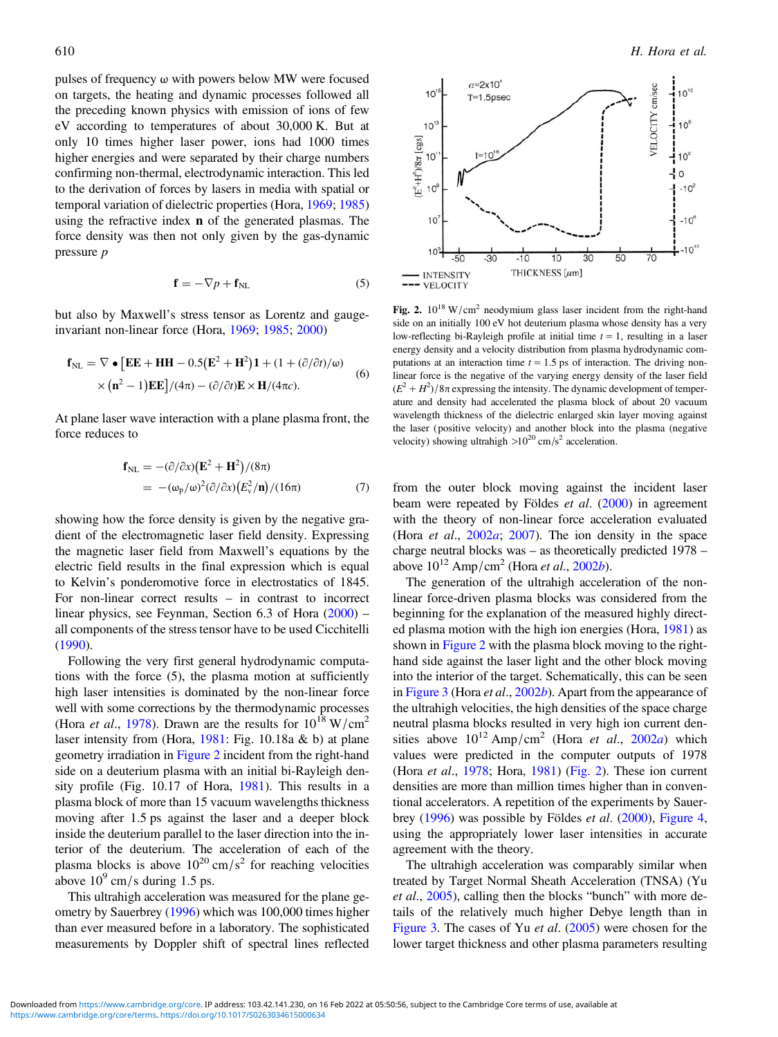pulses of frequency ω with powers below MW were focused on targets, the heating and dynamic processes followed all the preceding known physics with emission of ions of few eV according to temperatures of about 30,000 K. But at only 10 times higher laser power, ions had 1000 times higher energies and were separated by their charge numbers confirming non-thermal, electrodynamic interaction. This led to the derivation of forces by lasers in media with spatial or temporal variation of dielectric properties (Hora, 1969; 1985) using the refractive index **n** of the generated plasmas. The force density was then not only given by the gas-dynamic pressure $p$

$$\mathbf{f} = -\nabla p + \mathbf{f}_{\mathrm{NL}} \tag{5}$$

but also by Maxwell's stress tensor as Lorentz and gauge-invariant non-linear force (Hora, 1969; 1985; 2000)

$$\mathbf{f}_{\mathrm{NL}} = \nabla \bullet \left[\mathbf{EE} + \mathbf{HH} - 0.5\left(\mathbf{E}^2 + \mathbf{H}^2\right)\mathbf{1} + (1 + (\partial/\partial t)/\omega) \times \left(\mathbf{n}^2 - 1\right)\mathbf{EE}\right]/(4\pi) - (\partial/\partial t)\mathbf{E} \times \mathbf{H}/(4\pi c). \tag{6}$$

At plane laser wave interaction with a plane plasma front, the force reduces to

$$\begin{aligned}\mathbf{f}_{\mathrm{NL}} &= -(\partial/\partial x)\left(\mathbf{E}^2 + \mathbf{H}^2\right)/(8\pi) \\ &= -(\omega_p/\omega)^2(\partial/\partial x)\left(E_v^2/\mathbf{n}\right)/(16\pi)\end{aligned} \tag{7}$$

showing how the force density is given by the negative gradient of the electromagnetic laser field density. Expressing the magnetic laser field from Maxwell's equations by the electric field results in the final expression which is equal to Kelvin's ponderomotive force in electrostatics of 1845. For non-linear correct results – in contrast to incorrect linear physics, see Feynman, Section 6.3 of Hora (2000) – all components of the stress tensor have to be used Cicchitelli (1990).

Following the very first general hydrodynamic computations with the force (5), the plasma motion at sufficiently high laser intensities is dominated by the non-linear force well with some corrections by the thermodynamic processes (Hora *et al.*, 1978). Drawn are the results for $10^{18}$ W/cm$^2$ laser intensity from (Hora, 1981: Fig. 10.18a & b) at plane geometry irradiation in Figure 2 incident from the right-hand side on a deuterium plasma with an initial bi-Rayleigh density profile (Fig. 10.17 of Hora, 1981). This results in a plasma block of more than 15 vacuum wavelengths thickness moving after 1.5 ps against the laser and a deeper block inside the deuterium parallel to the laser direction into the interior of the deuterium. The acceleration of each of the plasma blocks is above $10^{20}$ cm/s$^2$ for reaching velocities above $10^9$ cm/s during 1.5 ps.

This ultrahigh acceleration was measured for the plane geometry by Sauerbrey (1996) which was 100,000 times higher than ever measured before in a laboratory. The sophisticated measurements by Doppler shift of spectral lines reflected

**Fig. 2.** $10^{18}$ W/cm$^2$ neodymium glass laser incident from the right-hand side on an initially 100 eV hot deuterium plasma whose density has a very low-reflecting bi-Rayleigh profile at initial time $t = 1$, resulting in a laser energy density and a velocity distribution from plasma hydrodynamic computations at an interaction time $t = 1.5$ ps of interaction. The driving non-linear force is the negative of the varying energy density of the laser field $(E^2 + H^2)/8\pi$ expressing the intensity. The dynamic development of temperature and density had accelerated the plasma block of about 20 vacuum wavelength thickness of the dielectric enlarged skin layer moving against the laser (positive velocity) and another block into the plasma (negative velocity) showing ultrahigh $>10^{20}$ cm/s$^2$ acceleration.

from the outer block moving against the incident laser beam were repeated by Földes *et al.* (2000) in agreement with the theory of non-linear force acceleration evaluated (Hora *et al.*, 2002*a*; 2007). The ion density in the space charge neutral blocks was – as theoretically predicted 1978 – above $10^{12}$ Amp/cm$^2$ (Hora *et al.*, 2002*b*).

The generation of the ultrahigh acceleration of the non-linear force-driven plasma blocks was considered from the beginning for the explanation of the measured highly directed plasma motion with the high ion energies (Hora, 1981) as shown in Figure 2 with the plasma block moving to the right-hand side against the laser light and the other block moving into the interior of the target. Schematically, this can be seen in Figure 3 (Hora *et al.*, 2002*b*). Apart from the appearance of the ultrahigh velocities, the high densities of the space charge neutral plasma blocks resulted in very high ion current densities above $10^{12}$ Amp/cm$^2$ (Hora *et al.*, 2002*a*) which values were predicted in the computer outputs of 1978 (Hora *et al.*, 1978; Hora, 1981) (Fig. 2). These ion current densities are more than million times higher than in conventional accelerators. A repetition of the experiments by Sauerbrey (1996) was possible by Földes *et al.* (2000), Figure 4, using the appropriately lower laser intensities in accurate agreement with the theory.

The ultrahigh acceleration was comparably similar when treated by Target Normal Sheath Acceleration (TNSA) (Yu *et al.*, 2005), calling then the blocks "bunch" with more details of the relatively much higher Debye length than in Figure 3. The cases of Yu *et al.* (2005) were chosen for the lower target thickness and other plasma parameters resulting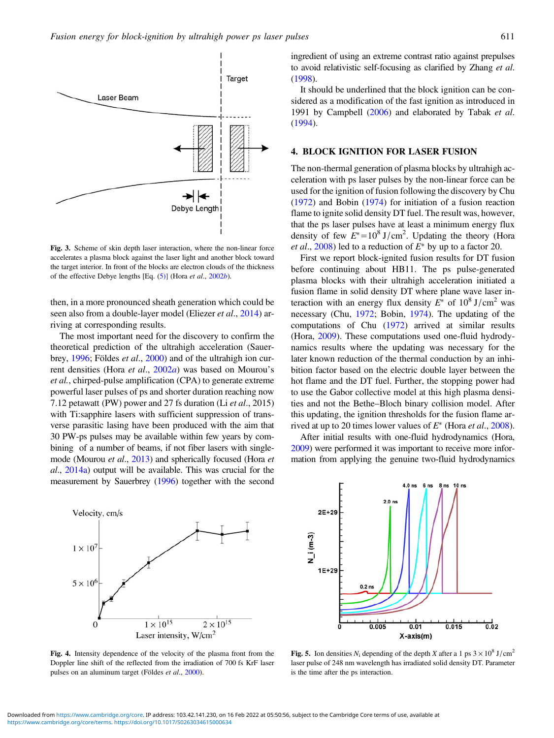Fig. 3. Scheme of skin depth laser interaction, where the non-linear force accelerates a plasma block against the laser light and another block toward the target interior. In front of the blocks are electron clouds of the thickness of the effective Debye lengths [Eq. (5)] (Hora *et al*., 2002*b*).

then, in a more pronounced sheath generation which could be seen also from a double-layer model (Eliezer *et al*., 2014) arriving at corresponding results.

The most important need for the discovery to confirm the theoretical prediction of the ultrahigh acceleration (Sauerbrey, 1996; Földes *et al*., 2000) and of the ultrahigh ion current densities (Hora *et al*., 2002*a*) was based on Mourou's *et al*., chirped-pulse amplification (CPA) to generate extreme powerful laser pulses of ps and shorter duration reaching now 7.12 petawatt (PW) power and 27 fs duration (Li *et al*., 2015) with Ti:sapphire lasers with sufficient suppression of transverse parasitic lasing have been produced with the aim that 30 PW-ps pulses may be available within few years by combining of a number of beams, if not fiber lasers with single-mode (Mourou *et al*., 2013) and spherically focused (Hora *et al*., 2014a) output will be available. This was crucial for the measurement by Sauerbrey (1996) together with the second ingredient of using an extreme contrast ratio against prepulses to avoid relativistic self-focusing as clarified by Zhang *et al*. (1998).

It should be underlined that the block ignition can be considered as a modification of the fast ignition as introduced in 1991 by Campbell (2006) and elaborated by Tabak *et al*. (1994).

## 4. BLOCK IGNITION FOR LASER FUSION

The non-thermal generation of plasma blocks by ultrahigh acceleration with ps laser pulses by the non-linear force can be used for the ignition of fusion following the discovery by Chu (1972) and Bobin (1974) for initiation of a fusion reaction flame to ignite solid density DT fuel. The result was, however, that the ps laser pulses have at least a minimum energy flux density of few $E^* = 10^8\ \mathrm{J/cm^2}$. Updating the theory (Hora *et al*., 2008) led to a reduction of $E^*$ by up to a factor 20.

First we report block-ignited fusion results for DT fusion before continuing about HB11. The ps pulse-generated plasma blocks with their ultrahigh acceleration initiated a fusion flame in solid density DT where plane wave laser interaction with an energy flux density $E^*$ of $10^8\ \mathrm{J/cm^2}$ was necessary (Chu, 1972; Bobin, 1974). The updating of the computations of Chu (1972) arrived at similar results (Hora, 2009). These computations used one-fluid hydrodynamics results where the updating was necessary for the later known reduction of the thermal conduction by an inhibition factor based on the electric double layer between the hot flame and the DT fuel. Further, the stopping power had to use the Gabor collective model at this high plasma densities and not the Bethe–Bloch binary collision model. After this updating, the ignition thresholds for the fusion flame arrived at up to 20 times lower values of $E^*$ (Hora *et al*., 2008).

After initial results with one-fluid hydrodynamics (Hora, 2009) were performed it was important to receive more information from applying the genuine two-fluid hydrodynamics

Fig. 4. Intensity dependence of the velocity of the plasma front from the Doppler line shift of the reflected from the irradiation of 700 fs KrF laser pulses on an aluminum target (Földes *et al*., 2000).

Fig. 5. Ion densities $N_i$ depending of the depth $X$ after a 1 ps $3 \times 10^8\ \mathrm{J/cm^2}$ laser pulse of 248 nm wavelength has irradiated solid density DT. Parameter is the time after the ps interaction.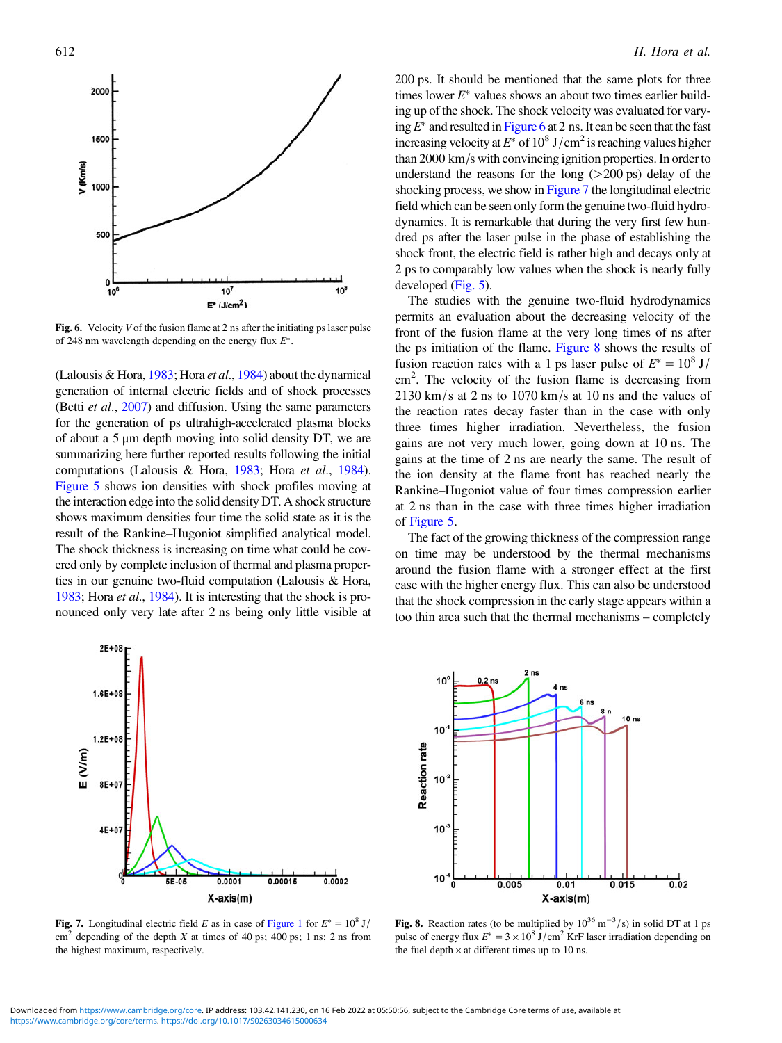**Fig. 6.** Velocity $V$ of the fusion flame at 2 ns after the initiating ps laser pulse of 248 nm wavelength depending on the energy flux $E^*$.

(Lalousis & Hora, 1983; Hora *et al.*, 1984) about the dynamical generation of internal electric fields and of shock processes (Betti *et al.*, 2007) and diffusion. Using the same parameters for the generation of ps ultrahigh-accelerated plasma blocks of about a 5 μm depth moving into solid density DT, we are summarizing here further reported results following the initial computations (Lalousis & Hora, 1983; Hora *et al.*, 1984). Figure 5 shows ion densities with shock profiles moving at the interaction edge into the solid density DT. A shock structure shows maximum densities four time the solid state as it is the result of the Rankine–Hugoniot simplified analytical model. The shock thickness is increasing on time what could be covered only by complete inclusion of thermal and plasma properties in our genuine two-fluid computation (Lalousis & Hora, 1983; Hora *et al.*, 1984). It is interesting that the shock is pronounced only very late after 2 ns being only little visible at 200 ps. It should be mentioned that the same plots for three times lower $E^*$ values shows an about two times earlier building up of the shock. The shock velocity was evaluated for varying $E^*$ and resulted in Figure 6 at 2 ns. It can be seen that the fast increasing velocity at $E^*$ of $10^8$ J/cm$^2$ is reaching values higher than 2000 km/s with convincing ignition properties. In order to understand the reasons for the long (>200 ps) delay of the shocking process, we show in Figure 7 the longitudinal electric field which can be seen only form the genuine two-fluid hydrodynamics. It is remarkable that during the very first few hundred ps after the laser pulse in the phase of establishing the shock front, the electric field is rather high and decays only at 2 ps to comparably low values when the shock is nearly fully developed (Fig. 5).

The studies with the genuine two-fluid hydrodynamics permits an evaluation about the decreasing velocity of the front of the fusion flame at the very long times of ns after the ps initiation of the flame. Figure 8 shows the results of fusion reaction rates with a 1 ps laser pulse of $E^* = 10^8$ J/cm$^2$. The velocity of the fusion flame is decreasing from 2130 km/s at 2 ns to 1070 km/s at 10 ns and the values of the reaction rates decay faster than in the case with only three times higher irradiation. Nevertheless, the fusion gains are not very much lower, going down at 10 ns. The gains at the time of 2 ns are nearly the same. The result of the ion density at the flame front has reached nearly the Rankine–Hugoniot value of four times compression earlier at 2 ns than in the case with three times higher irradiation of Figure 5.

The fact of the growing thickness of the compression range on time may be understood by the thermal mechanisms around the fusion flame with a stronger effect at the first case with the higher energy flux. This can also be understood that the shock compression in the early stage appears within a too thin area such that the thermal mechanisms – completely

**Fig. 7.** Longitudinal electric field $E$ as in case of Figure 1 for $E^* = 10^8$ J/cm$^2$ depending on the depth $X$ at times of 40 ps; 400 ps; 1 ns; 2 ns from the highest maximum, respectively.

**Fig. 8.** Reaction rates (to be multiplied by $10^{36}$ m$^{-3}$/s) in solid DT at 1 ps pulse of energy flux $E^* = 3 \times 10^8$ J/cm$^2$ KrF laser irradiation depending on the fuel depth x at different times up to 10 ns.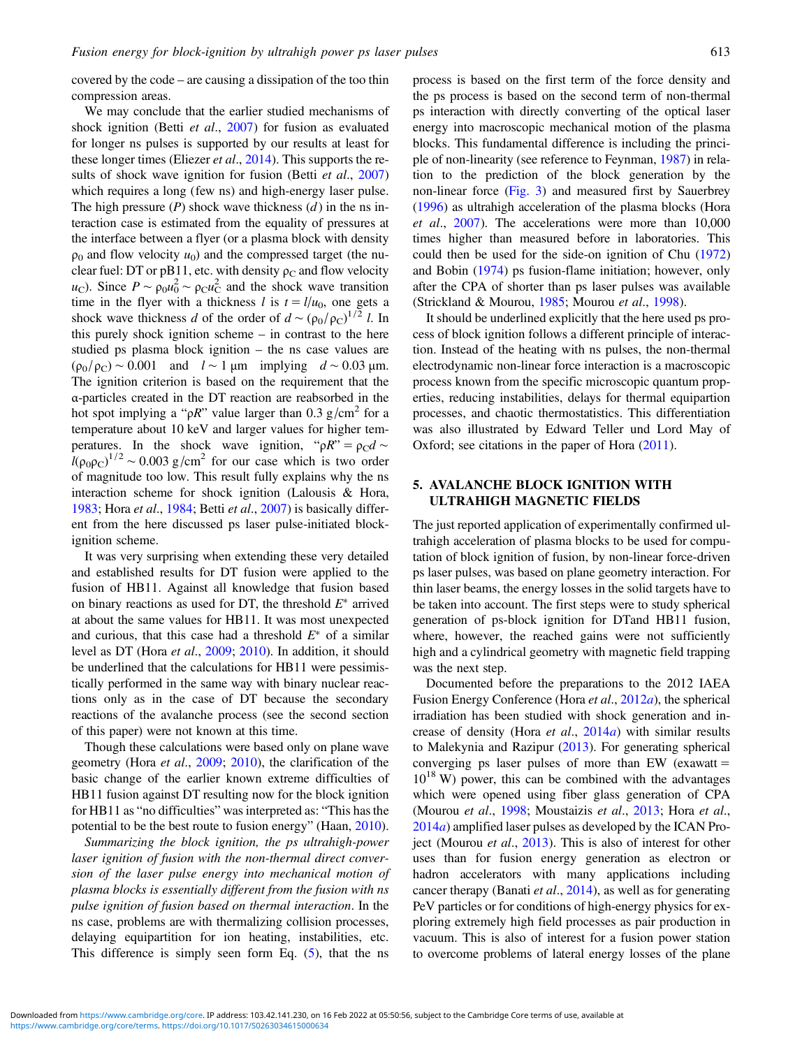covered by the code – are causing a dissipation of the too thin compression areas.

We may conclude that the earlier studied mechanisms of shock ignition (Betti *et al*., 2007) for fusion as evaluated for longer ns pulses is supported by our results at least for these longer times (Eliezer *et al*., 2014). This supports the results of shock wave ignition for fusion (Betti *et al*., 2007) which requires a long (few ns) and high-energy laser pulse. The high pressure ($P$) shock wave thickness ($d$) in the ns interaction case is estimated from the equality of pressures at the interface between a flyer (or a plasma block with density $\rho_0$ and flow velocity $u_0$) and the compressed target (the nuclear fuel: DT or pB11, etc. with density $\rho_C$ and flow velocity $u_C$). Since $P \sim \rho_0 u_0^2 \sim \rho_C u_C^2$ and the shock wave transition time in the flyer with a thickness $l$ is $t = l/u_0$, one gets a shock wave thickness $d$ of the order of $d \sim (\rho_0/\rho_C)^{1/2}\, l$. In this purely shock ignition scheme – in contrast to the here studied ps plasma block ignition – the ns case values are $(\rho_0/\rho_C) \sim 0.001$ and $l \sim 1\ \mu\text{m}$ implying $d \sim 0.03\ \mu\text{m}$. The ignition criterion is based on the requirement that the α-particles created in the DT reaction are reabsorbed in the hot spot implying a "$\rho R$" value larger than 0.3 g/cm$^2$ for a temperature about 10 keV and larger values for higher temperatures. In the shock wave ignition, "$\rho R$" $= \rho_C d \sim l(\rho_0 \rho_C)^{1/2} \sim 0.003$ g/cm$^2$ for our case which is two order of magnitude too low. This result fully explains why the ns interaction scheme for shock ignition (Lalousis & Hora, 1983; Hora *et al*., 1984; Betti *et al*., 2007) is basically different from the here discussed ps laser pulse-initiated block-ignition scheme.

It was very surprising when extending these very detailed and established results for DT fusion were applied to the fusion of HB11. Against all knowledge that fusion based on binary reactions as used for DT, the threshold $E^*$ arrived at about the same values for HB11. It was most unexpected and curious, that this case had a threshold $E^*$ of a similar level as DT (Hora *et al*., 2009; 2010). In addition, it should be underlined that the calculations for HB11 were pessimistically performed in the same way with binary nuclear reactions only as in the case of DT because the secondary reactions of the avalanche process (see the second section of this paper) were not known at this time.

Though these calculations were based only on plane wave geometry (Hora *et al*., 2009; 2010), the clarification of the basic change of the earlier known extreme difficulties of HB11 fusion against DT resulting now for the block ignition for HB11 as "no difficulties" was interpreted as: "This has the potential to be the best route to fusion energy" (Haan, 2010).

*Summarizing the block ignition, the ps ultrahigh-power laser ignition of fusion with the non-thermal direct conversion of the laser pulse energy into mechanical motion of plasma blocks is essentially different from the fusion with ns pulse ignition of fusion based on thermal interaction*. In the ns case, problems are with thermalizing collision processes, delaying equipartition for ion heating, instabilities, etc. This difference is simply seen form Eq. (5), that the ns process is based on the first term of the force density and the ps process is based on the second term of non-thermal ps interaction with directly converting of the optical laser energy into macroscopic mechanical motion of the plasma blocks. This fundamental difference is including the principle of non-linearity (see reference to Feynman, 1987) in relation to the prediction of the block generation by the non-linear force (Fig. 3) and measured first by Sauerbrey (1996) as ultrahigh acceleration of the plasma blocks (Hora *et al*., 2007). The accelerations were more than 10,000 times higher than measured before in laboratories. This could then be used for the side-on ignition of Chu (1972) and Bobin (1974) ps fusion-flame initiation; however, only after the CPA of shorter than ps laser pulses was available (Strickland & Mourou, 1985; Mourou *et al*., 1998).

It should be underlined explicitly that the here used ps process of block ignition follows a different principle of interaction. Instead of the heating with ns pulses, the non-thermal electrodynamic non-linear force interaction is a macroscopic process known from the specific microscopic quantum properties, reducing instabilities, delays for thermal equipartion processes, and chaotic thermostatistics. This differentiation was also illustrated by Edward Teller und Lord May of Oxford; see citations in the paper of Hora (2011).

## 5. AVALANCHE BLOCK IGNITION WITH ULTRAHIGH MAGNETIC FIELDS

The just reported application of experimentally confirmed ultrahigh acceleration of plasma blocks to be used for computation of block ignition of fusion, by non-linear force-driven ps laser pulses, was based on plane geometry interaction. For thin laser beams, the energy losses in the solid targets have to be taken into account. The first steps were to study spherical generation of ps-block ignition for DTand HB11 fusion, where, however, the reached gains were not sufficiently high and a cylindrical geometry with magnetic field trapping was the next step.

Documented before the preparations to the 2012 IAEA Fusion Energy Conference (Hora *et al*., 2012*a*), the spherical irradiation has been studied with shock generation and increase of density (Hora *et al*., 2014*a*) with similar results to Malekynia and Razipur (2013). For generating spherical converging ps laser pulses of more than EW (exawatt = $10^{18}$ W) power, this can be combined with the advantages which were opened using fiber glass generation of CPA (Mourou *et al*., 1998; Moustaizis *et al*., 2013; Hora *et al*., 2014*a*) amplified laser pulses as developed by the ICAN Project (Mourou *et al*., 2013). This is also of interest for other uses than for fusion energy generation as electron or hadron accelerators with many applications including cancer therapy (Banati *et al*., 2014), as well as for generating PeV particles or for conditions of high-energy physics for exploring extremely high field processes as pair production in vacuum. This is also of interest for a fusion power station to overcome problems of lateral energy losses of the plane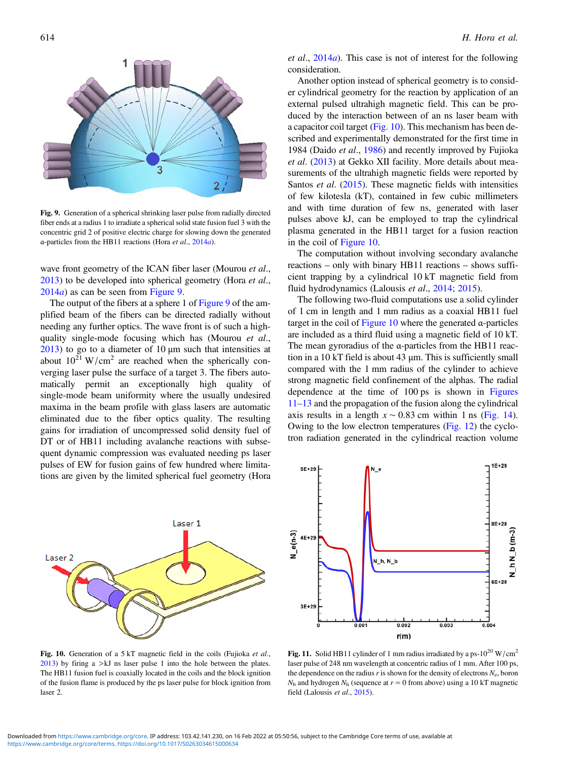Fig. 9. Generation of a spherical shrinking laser pulse from radially directed fiber ends at a radius 1 to irradiate a spherical solid state fusion fuel 3 with the concentric grid 2 of positive electric charge for slowing down the generated α-particles from the HB11 reactions (Hora *et al.*, 2014*a*).

wave front geometry of the ICAN fiber laser (Mourou *et al.*, 2013) to be developed into spherical geometry (Hora *et al.*, 2014*a*) as can be seen from Figure 9.

The output of the fibers at a sphere 1 of Figure 9 of the amplified beam of the fibers can be directed radially without needing any further optics. The wave front is of such a high-quality single-mode focusing which has (Mourou *et al.*, 2013) to go to a diameter of 10 μm such that intensities at about $10^{21}$ W/cm$^2$ are reached when the spherically converging laser pulse the surface of a target 3. The fibers automatically permit an exceptionally high quality of single-mode beam uniformity where the usually undesired maxima in the beam profile with glass lasers are automatic eliminated due to the fiber optics quality. The resulting gains for irradiation of uncompressed solid density fuel of DT or of HB11 including avalanche reactions with subsequent dynamic compression was evaluated needing ps laser pulses of EW for fusion gains of few hundred where limitations are given by the limited spherical fuel geometry (Hora *et al.*, 2014*a*). This case is not of interest for the following consideration.

Another option instead of spherical geometry is to consider cylindrical geometry for the reaction by application of an external pulsed ultrahigh magnetic field. This can be produced by the interaction between of an ns laser beam with a capacitor coil target (Fig. 10). This mechanism has been described and experimentally demonstrated for the first time in 1984 (Daido *et al.*, 1986) and recently improved by Fujioka *et al.* (2013) at Gekko XII facility. More details about measurements of the ultrahigh magnetic fields were reported by Santos *et al.* (2015). These magnetic fields with intensities of few kilotesla (kT), contained in few cubic millimeters and with time duration of few ns, generated with laser pulses above kJ, can be employed to trap the cylindrical plasma generated in the HB11 target for a fusion reaction in the coil of Figure 10.

The computation without involving secondary avalanche reactions – only with binary HB11 reactions – shows sufficient trapping by a cylindrical 10 kT magnetic field from fluid hydrodynamics (Lalousis *et al.*, 2014; 2015).

The following two-fluid computations use a solid cylinder of 1 cm in length and 1 mm radius as a coaxial HB11 fuel target in the coil of Figure 10 where the generated α-particles are included as a third fluid using a magnetic field of 10 kT. The mean gyroradius of the α-particles from the HB11 reaction in a 10 kT field is about 43 μm. This is sufficiently small compared with the 1 mm radius of the cylinder to achieve strong magnetic field confinement of the alphas. The radial dependence at the time of 100 ps is shown in Figures 11–13 and the propagation of the fusion along the cylindrical axis results in a length $x \sim 0.83$ cm within 1 ns (Fig. 14). Owing to the low electron temperatures (Fig. 12) the cyclotron radiation generated in the cylindrical reaction volume

Fig. 10. Generation of a 5 kT magnetic field in the coils (Fujioka *et al.*, 2013) by firing a >kJ ns laser pulse 1 into the hole between the plates. The HB11 fusion fuel is coaxially located in the coils and the block ignition of the fusion flame is produced by the ps laser pulse for block ignition from laser 2.

Fig. 11. Solid HB11 cylinder of 1 mm radius irradiated by a ps-$10^{20}$ W/cm$^2$ laser pulse of 248 nm wavelength at concentric radius of 1 mm. After 100 ps, the dependence on the radius $r$ is shown for the density of electrons $N_e$, boron $N_b$ and hydrogen $N_h$ (sequence at $r = 0$ from above) using a 10 kT magnetic field (Lalousis *et al.*, 2015).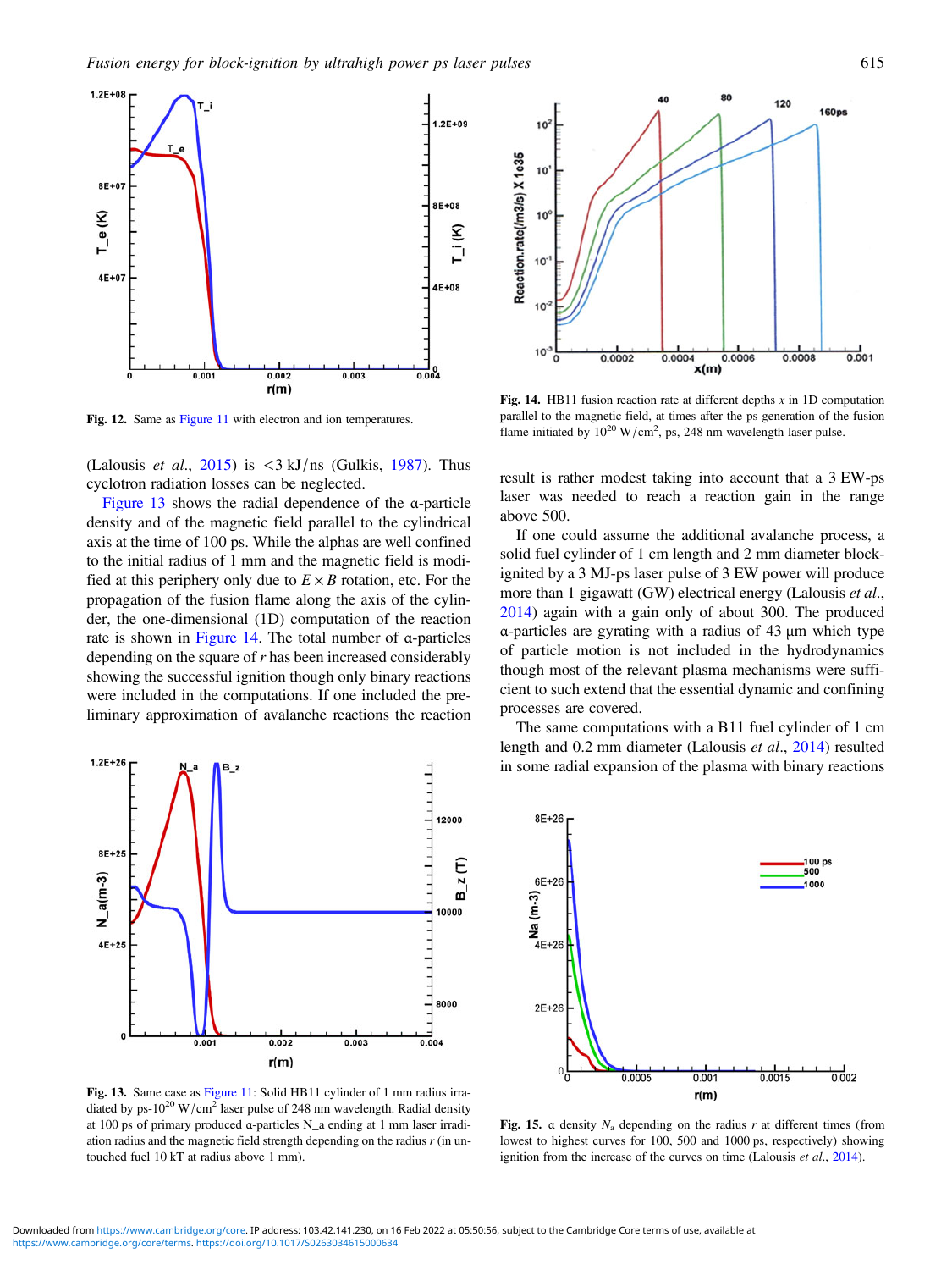Fig. 12. Same as Figure 11 with electron and ion temperatures.

(Lalousis *et al.*, 2015) is <3 kJ/ns (Gulkis, 1987). Thus cyclotron radiation losses can be neglected.

Figure 13 shows the radial dependence of the α-particle density and of the magnetic field parallel to the cylindrical axis at the time of 100 ps. While the alphas are well confined to the initial radius of 1 mm and the magnetic field is modified at this periphery only due to $E \times B$ rotation, etc. For the propagation of the fusion flame along the axis of the cylinder, the one-dimensional (1D) computation of the reaction rate is shown in Figure 14. The total number of α-particles depending on the square of $r$ has been increased considerably showing the successful ignition though only binary reactions were included in the computations. If one included the preliminary approximation of avalanche reactions the reaction result is rather modest taking into account that a 3 EW-ps laser was needed to reach a reaction gain in the range above 500.

Fig. 13. Same case as Figure 11: Solid HB11 cylinder of 1 mm radius irradiated by ps-$10^{20}$ W/cm$^2$ laser pulse of 248 nm wavelength. Radial density at 100 ps of primary produced α-particles N_a ending at 1 mm laser irradiation radius and the magnetic field strength depending on the radius $r$ (in untouched fuel 10 kT at radius above 1 mm).

Fig. 14. HB11 fusion reaction rate at different depths $x$ in 1D computation parallel to the magnetic field, at times after the ps generation of the fusion flame initiated by $10^{20}$ W/cm$^2$, ps, 248 nm wavelength laser pulse.

If one could assume the additional avalanche process, a solid fuel cylinder of 1 cm length and 2 mm diameter block-ignited by a 3 MJ-ps laser pulse of 3 EW power will produce more than 1 gigawatt (GW) electrical energy (Lalousis *et al.*, 2014) again with a gain only of about 300. The produced α-particles are gyrating with a radius of 43 μm which type of particle motion is not included in the hydrodynamics though most of the relevant plasma mechanisms were sufficient to such extend that the essential dynamic and confining processes are covered.

The same computations with a B11 fuel cylinder of 1 cm length and 0.2 mm diameter (Lalousis *et al.*, 2014) resulted in some radial expansion of the plasma with binary reactions

Fig. 15. α density $N_a$ depending on the radius $r$ at different times (from lowest to highest curves for 100, 500 and 1000 ps, respectively) showing ignition from the increase of the curves on time (Lalousis *et al.*, 2014).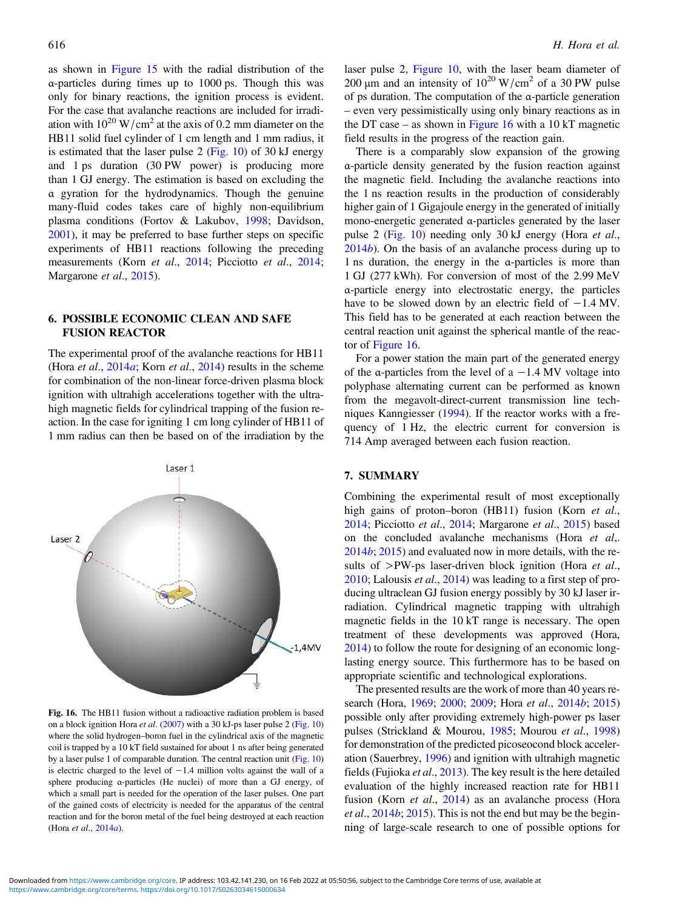as shown in Figure 15 with the radial distribution of the α-particles during times up to 1000 ps. Though this was only for binary reactions, the ignition process is evident. For the case that avalanche reactions are included for irradiation with $10^{20}$ W/cm$^2$ at the axis of 0.2 mm diameter on the HB11 solid fuel cylinder of 1 cm length and 1 mm radius, it is estimated that the laser pulse 2 (Fig. 10) of 30 kJ energy and 1 ps duration (30 PW power) is producing more than 1 GJ energy. The estimation is based on excluding the α gyration for the hydrodynamics. Though the genuine many-fluid codes takes care of highly non-equilibrium plasma conditions (Fortov & Lakubov, 1998; Davidson, 2001), it may be preferred to base further steps on specific experiments of HB11 reactions following the preceding measurements (Korn *et al.*, 2014; Picciotto *et al.*, 2014; Margarone *et al.*, 2015).

## 6. POSSIBLE ECONOMIC CLEAN AND SAFE FUSION REACTOR

The experimental proof of the avalanche reactions for HB11 (Hora *et al.*, 2014*a*; Korn *et al.*, 2014) results in the scheme for combination of the non-linear force-driven plasma block ignition with ultrahigh accelerations together with the ultrahigh magnetic fields for cylindrical trapping of the fusion reaction. In the case for igniting 1 cm long cylinder of HB11 of 1 mm radius can then be based on of the irradiation by the laser pulse 2, Figure 10, with the laser beam diameter of 200 μm and an intensity of $10^{20}$ W/cm$^2$ of a 30 PW pulse of ps duration. The computation of the α-particle generation – even very pessimistically using only binary reactions as in the DT case – as shown in Figure 16 with a 10 kT magnetic field results in the progress of the reaction gain.

There is a comparably slow expansion of the growing α-particle density generated by the fusion reaction against the magnetic field. Including the avalanche reactions into the 1 ns reaction results in the production of considerably higher gain of 1 Gigajoule energy in the generated of initially mono-energetic generated α-particles generated by the laser pulse 2 (Fig. 10) needing only 30 kJ energy (Hora *et al.*, 2014*b*). On the basis of an avalanche process during up to 1 ns duration, the energy in the α-particles is more than 1 GJ (277 kWh). For conversion of most of the 2.99 MeV α-particle energy into electrostatic energy, the particles have to be slowed down by an electric field of −1.4 MV. This field has to be generated at each reaction between the central reaction unit against the spherical mantle of the reactor of Figure 16.

For a power station the main part of the generated energy of the α-particles from the level of a −1.4 MV voltage into polyphase alternating current can be performed as known from the megavolt-direct-current transmission line techniques Kanngiesser (1994). If the reactor works with a frequency of 1 Hz, the electric current for conversion is 714 Amp averaged between each fusion reaction.

Fig. 16. The HB11 fusion without a radioactive radiation problem is based on a block ignition Hora *et al.* (2007) with a 30 kJ-ps laser pulse 2 (Fig. 10) where the solid hydrogen–boron fuel in the cylindrical axis of the magnetic coil is trapped by a 10 kT field sustained for about 1 ns after being generated by a laser pulse 1 of comparable duration. The central reaction unit (Fig. 10) is electric charged to the level of −1.4 million volts against the wall of a sphere producing α-particles (He nuclei) of more than a GJ energy, of which a small part is needed for the operation of the laser pulses. One part of the gained costs of electricity is needed for the apparatus of the central reaction and for the boron metal of the fuel being destroyed at each reaction (Hora *et al.*, 2014*a*).

## 7. SUMMARY

Combining the experimental result of most exceptionally high gains of proton–boron (HB11) fusion (Korn *et al.*, 2014; Picciotto *et al.*, 2014; Margarone *et al.*, 2015) based on the concluded avalanche mechanisms (Hora *et al*,. 2014*b*; 2015) and evaluated now in more details, with the results of >PW-ps laser-driven block ignition (Hora *et al.*, 2010; Lalousis *et al.*, 2014) was leading to a first step of producing ultraclean GJ fusion energy possibly by 30 kJ laser irradiation. Cylindrical magnetic trapping with ultrahigh magnetic fields in the 10 kT range is necessary. The open treatment of these developments was approved (Hora, 2014) to follow the route for designing of an economic long-lasting energy source. This furthermore has to be based on appropriate scientific and technological explorations.

The presented results are the work of more than 40 years research (Hora, 1969; 2000; 2009; Hora *et al.*, 2014*b*; 2015) possible only after providing extremely high-power ps laser pulses (Strickland & Mourou, 1985; Mourou *et al.*, 1998) for demonstration of the predicted picoseocond block acceleration (Sauerbrey, 1996) and ignition with ultrahigh magnetic fields (Fujioka *et al.*, 2013). The key result is the here detailed evaluation of the highly increased reaction rate for HB11 fusion (Korn *et al.*, 2014) as an avalanche process (Hora *et al.*, 2014*b*; 2015). This is not the end but may be the beginning of large-scale research to one of possible options for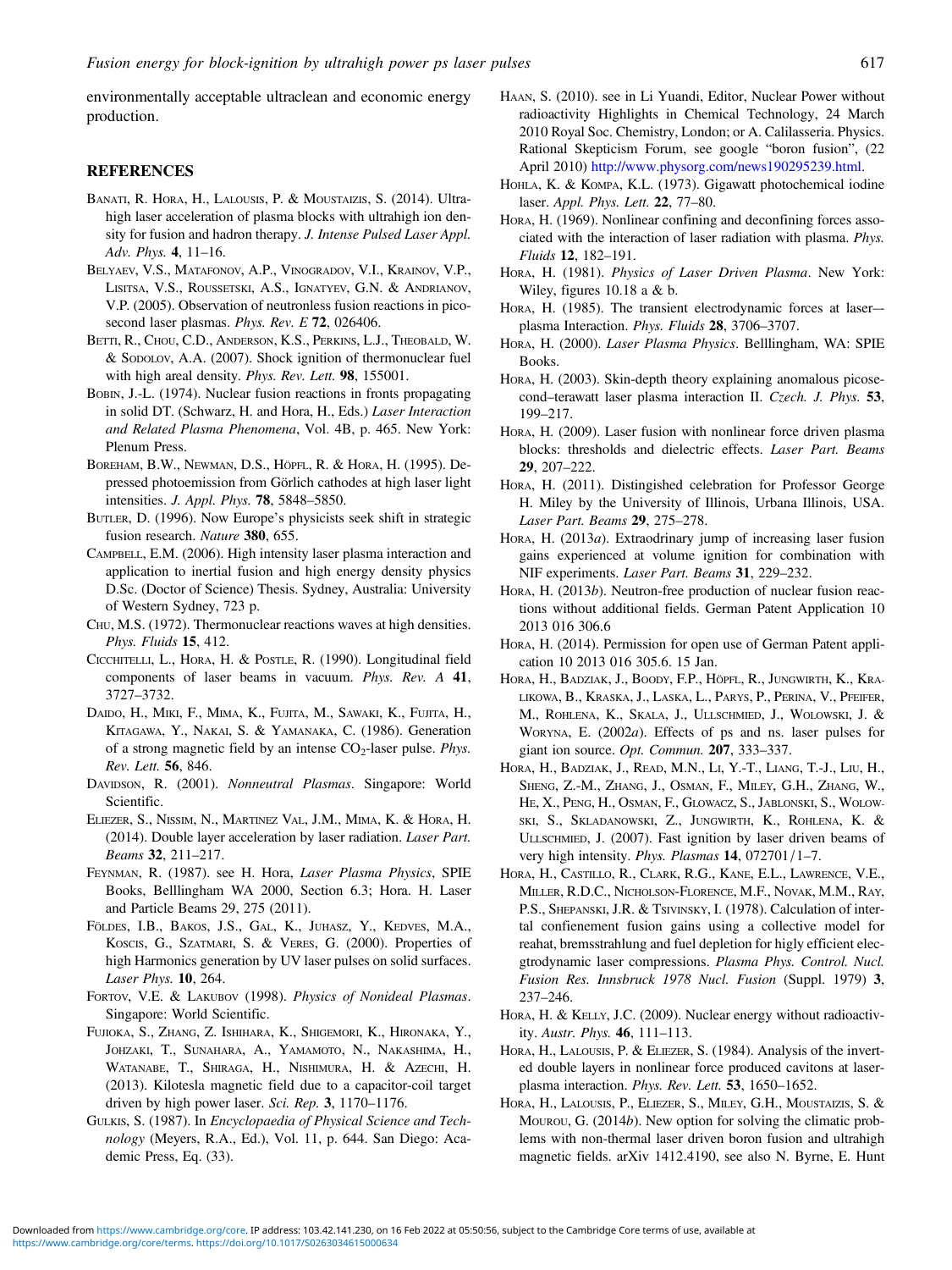environmentally acceptable ultraclean and economic energy production.

## REFERENCES

Banati, R. Hora, H., Lalousis, P. & Moustaizis, S. (2014). Ultrahigh laser acceleration of plasma blocks with ultrahigh ion density for fusion and hadron therapy. *J. Intense Pulsed Laser Appl. Adv. Phys.* **4**, 11–16.

Belyaev, V.S., Matafonov, A.P., Vinogradov, V.I., Krainov, V.P., Lisitsa, V.S., Roussetski, A.S., Ignatyev, G.N. & Andrianov, V.P. (2005). Observation of neutronless fusion reactions in picosecond laser plasmas. *Phys. Rev. E* **72**, 026406.

Betti, R., Chou, C.D., Anderson, K.S., Perkins, L.J., Theobald, W. & Sodolov, A.A. (2007). Shock ignition of thermonuclear fuel with high areal density. *Phys. Rev. Lett.* **98**, 155001.

Bobin, J.-L. (1974). Nuclear fusion reactions in fronts propagating in solid DT. (Schwarz, H. and Hora, H., Eds.) *Laser Interaction and Related Plasma Phenomena*, Vol. 4B, p. 465. New York: Plenum Press.

Boreham, B.W., Newman, D.S., Höpfl, R. & Hora, H. (1995). Depressed photoemission from Görlich cathodes at high laser light intensities. *J. Appl. Phys.* **78**, 5848–5850.

Butler, D. (1996). Now Europe's physicists seek shift in strategic fusion research. *Nature* **380**, 655.

Campbell, E.M. (2006). High intensity laser plasma interaction and application to inertial fusion and high energy density physics D.Sc. (Doctor of Science) Thesis. Sydney, Australia: University of Western Sydney, 723 p.

Chu, M.S. (1972). Thermonuclear reactions waves at high densities. *Phys. Fluids* **15**, 412.

Cicchitelli, L., Hora, H. & Postle, R. (1990). Longitudinal field components of laser beams in vacuum. *Phys. Rev. A* **41**, 3727–3732.

Daido, H., Miki, F., Mima, K., Fujita, M., Sawaki, K., Fujita, H., Kitagawa, Y., Nakai, S. & Yamanaka, C. (1986). Generation of a strong magnetic field by an intense $CO_2$-laser pulse. *Phys. Rev. Lett.* **56**, 846.

Davidson, R. (2001). *Nonneutral Plasmas*. Singapore: World Scientific.

Eliezer, S., Nissim, N., Martinez Val, J.M., Mima, K. & Hora, H. (2014). Double layer acceleration by laser radiation. *Laser Part. Beams* **32**, 211–217.

Feynman, R. (1987). see H. Hora, *Laser Plasma Physics*, SPIE Books, Belllingham WA 2000, Section 6.3; Hora. H. Laser and Particle Beams 29, 275 (2011).

Földes, I.B., Bakos, J.S., Gal, K., Juhasz, Y., Kedves, M.A., Koscis, G., Szatmari, S. & Veres, G. (2000). Properties of high Harmonics generation by UV laser pulses on solid surfaces. *Laser Phys.* **10**, 264.

Fortov, V.E. & Lakubov (1998). *Physics of Nonideal Plasmas*. Singapore: World Scientific.

Fujioka, S., Zhang, Z. Ishihara, K., Shigemori, K., Hironaka, Y., Johzaki, T., Sunahara, A., Yamamoto, N., Nakashima, H., Watanabe, T., Shiraga, H., Nishimura, H. & Azechi, H. (2013). Kilotesla magnetic field due to a capacitor-coil target driven by high power laser. *Sci. Rep.* **3**, 1170–1176.

Gulkis, S. (1987). In *Encyclopaedia of Physical Science and Technology* (Meyers, R.A., Ed.), Vol. 11, p. 644. San Diego: Academic Press, Eq. (33).

Haan, S. (2010). see in Li Yuandi, Editor, Nuclear Power without radioactivity Highlights in Chemical Technology, 24 March 2010 Royal Soc. Chemistry, London; or A. Calilasseria. Physics. Rational Skepticism Forum, see google "boron fusion", (22 April 2010) http://www.physorg.com/news190295239.html.

Hohla, K. & Kompa, K.L. (1973). Gigawatt photochemical iodine laser. *Appl. Phys. Lett.* **22**, 77–80.

Hora, H. (1969). Nonlinear confining and deconfining forces associated with the interaction of laser radiation with plasma. *Phys. Fluids* **12**, 182–191.

Hora, H. (1981). *Physics of Laser Driven Plasma*. New York: Wiley, figures 10.18 a & b.

Hora, H. (1985). The transient electrodynamic forces at laser-–plasma Interaction. *Phys. Fluids* **28**, 3706–3707.

Hora, H. (2000). *Laser Plasma Physics*. Belllingham, WA: SPIE Books.

Hora, H. (2003). Skin-depth theory explaining anomalous picosecond–terawatt laser plasma interaction II. *Czech. J. Phys.* **53**, 199–217.

Hora, H. (2009). Laser fusion with nonlinear force driven plasma blocks: thresholds and dielectric effects. *Laser Part. Beams* **29**, 207–222.

Hora, H. (2011). Distingished celebration for Professor George H. Miley by the University of Illinois, Urbana Illinois, USA. *Laser Part. Beams* **29**, 275–278.

Hora, H. (2013*a*). Extraordinary jump of increasing laser fusion gains experienced at volume ignition for combination with NIF experiments. *Laser Part. Beams* **31**, 229–232.

Hora, H. (2013*b*). Neutron-free production of nuclear fusion reactions without additional fields. German Patent Application 10 2013 016 306.6

Hora, H. (2014). Permission for open use of German Patent application 10 2013 016 305.6. 15 Jan.

Hora, H., Badziak, J., Boody, F.P., Höpfl, R., Jungwirth, K., Kralikowa, B., Kraska, J., Laska, L., Parys, P., Perina, V., Pfeifer, M., Rohlena, K., Skala, J., Ullschmied, J., Wolowski, J. & Woryna, E. (2002*a*). Effects of ps and ns. laser pulses for giant ion source. *Opt. Commun.* **207**, 333–337.

Hora, H., Badziak, J., Read, M.N., Li, Y.-T., Liang, T.-J., Liu, H., Sheng, Z.-M., Zhang, J., Osman, F., Miley, G.H., Zhang, W., He, X., Peng, H., Osman, F., Glowacz, S., Jablonski, S., Wolowski, S., Skladanowski, Z., Jungwirth, K., Rohlena, K. & Ullschmied, J. (2007). Fast ignition by laser driven beams of very high intensity. *Phys. Plasmas* **14**, 072701/1–7.

Hora, H., Castillo, R., Clark, R.G., Kane, E.L., Lawrence, V.E., Miller, R.D.C., Nicholson-Florence, M.F., Novak, M.M., Ray, P.S., Shepanski, J.R. & Tsivinsky, I. (1978). Calculation of intertal confienement fusion gains using a collective model for reahat, bremsstrahlung and fuel depletion for higly efficient elecgtrodynamic laser compressions. *Plasma Phys. Control. Nucl. Fusion Res. Innsbruck 1978 Nucl. Fusion* (Suppl. 1979) **3**, 237–246.

Hora, H. & Kelly, J.C. (2009). Nuclear energy without radioactivity. *Austr. Phys.* **46**, 111–113.

Hora, H., Lalousis, P. & Eliezer, S. (1984). Analysis of the inverted double layers in nonlinear force produced cavitons at laser-plasma interaction. *Phys. Rev. Lett.* **53**, 1650–1652.

Hora, H., Lalousis, P., Eliezer, S., Miley, G.H., Moustaizis, S. & Mourou, G. (2014*b*). New option for solving the climatic problems with non-thermal laser driven boron fusion and ultrahigh magnetic fields. arXiv 1412.4190, see also N. Byrne, E. Hunt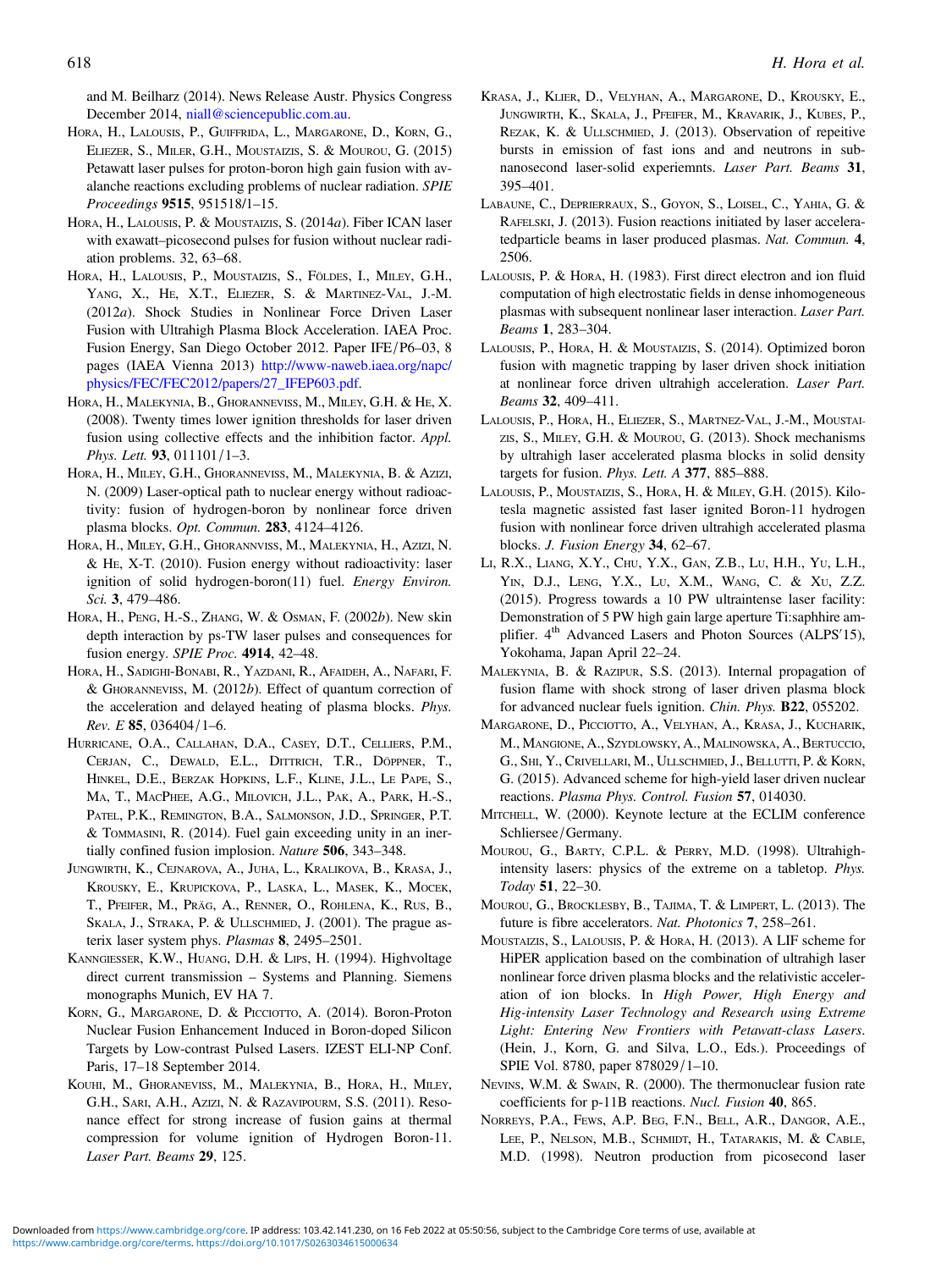and M. Beilharz (2014). News Release Austr. Physics Congress December 2014, niall@sciencepublic.com.au.

Hora, H., Lalousis, P., Guiffrida, L., Margarone, D., Korn, G., Eliezer, S., Miler, G.H., Moustaizis, S. & Mourou, G. (2015) Petawatt laser pulses for proton-boron high gain fusion with avalanche reactions excluding problems of nuclear radiation. *SPIE Proceedings* **9515**, 951518/1–15.

Hora, H., Lalousis, P. & Moustaizis, S. (2014*a*). Fiber ICAN laser with exawatt–picosecond pulses for fusion without nuclear radiation problems. 32, 63–68.

Hora, H., Lalousis, P., Moustaizis, S., Földes, I., Miley, G.H., Yang, X., He, X.T., Eliezer, S. & Martinez-Val, J.-M. (2012*a*). Shock Studies in Nonlinear Force Driven Laser Fusion with Ultrahigh Plasma Block Acceleration. IAEA Proc. Fusion Energy, San Diego October 2012. Paper IFE/P6–03, 8 pages (IAEA Vienna 2013) http://www-naweb.iaea.org/napc/physics/FEC/FEC2012/papers/27_IFEP603.pdf.

Hora, H., Malekynia, B., Ghoranneviss, M., Miley, G.H. & He, X. (2008). Twenty times lower ignition thresholds for laser driven fusion using collective effects and the inhibition factor. *Appl. Phys. Lett.* **93**, 011101/1–3.

Hora, H., Miley, G.H., Ghoranneviss, M., Malekynia, B. & Azizi, N. (2009) Laser-optical path to nuclear energy without radioactivity: fusion of hydrogen-boron by nonlinear force driven plasma blocks. *Opt. Commun.* **283**, 4124–4126.

Hora, H., Miley, G.H., Ghorannviss, M., Malekynia, H., Azizi, N. & He, X-T. (2010). Fusion energy without radioactivity: laser ignition of solid hydrogen-boron(11) fuel. *Energy Environ. Sci.* **3**, 479–486.

Hora, H., Peng, H.-S., Zhang, W. & Osman, F. (2002*b*). New skin depth interaction by ps-TW laser pulses and consequences for fusion energy. *SPIE Proc.* **4914**, 42–48.

Hora, H., Sadighi-Bonabi, R., Yazdani, R., Afaideh, A., Nafari, F. & Ghoranneviss, M. (2012*b*). Effect of quantum correction of the acceleration and delayed heating of plasma blocks. *Phys. Rev. E* **85**, 036404/1–6.

Hurricane, O.A., Callahan, D.A., Casey, D.T., Celliers, P.M., Cerjan, C., Dewald, E.L., Dittrich, T.R., Döppner, T., Hinkel, D.E., Berzak Hopkins, L.F., Kline, J.L., Le Pape, S., Ma, T., MacPhee, A.G., Milovich, J.L., Pak, A., Park, H.-S., Patel, P.K., Remington, B.A., Salmonson, J.D., Springer, P.T. & Tommasini, R. (2014). Fuel gain exceeding unity in an inertially confined fusion implosion. *Nature* **506**, 343–348.

Jungwirth, K., Cejnarova, A., Juha, L., Kralikova, B., Krasa, J., Krousky, E., Krupickova, P., Laska, L., Masek, K., Mocek, T., Pfeifer, M., Präg, A., Renner, O., Rohlena, K., Rus, B., Skala, J., Straka, P. & Ullschmied, J. (2001). The prague asterix laser system phys. *Plasmas* **8**, 2495–2501.

Kanngiesser, K.W., Huang, D.H. & Lips, H. (1994). Highvoltage direct current transmission – Systems and Planning. Siemens monographs Munich, EV HA 7.

Korn, G., Margarone, D. & Picciotto, A. (2014). Boron-Proton Nuclear Fusion Enhancement Induced in Boron-doped Silicon Targets by Low-contrast Pulsed Lasers. IZEST ELI-NP Conf. Paris, 17–18 September 2014.

Kouhi, M., Ghoraneviss, M., Malekynia, B., Hora, H., Miley, G.H., Sari, A.H., Azizi, N. & Razavipourm, S.S. (2011). Resonance effect for strong increase of fusion gains at thermal compression for volume ignition of Hydrogen Boron-11. *Laser Part. Beams* **29**, 125.

Krasa, J., Klier, D., Velyhan, A., Margarone, D., Krousky, E., Jungwirth, K., Skala, J., Pfeifer, M., Kravarik, J., Kubes, P., Rezak, K. & Ullschmied, J. (2013). Observation of repeitive bursts in emission of fast ions and and neutrons in subnanosecond laser-solid experiemnts. *Laser Part. Beams* **31**, 395–401.

Labaune, C., Deprierraux, S., Goyon, S., Loisel, C., Yahia, G. & Rafelski, J. (2013). Fusion reactions initiated by laser acceleratedparticle beams in laser produced plasmas. *Nat. Commun.* **4**, 2506.

Lalousis, P. & Hora, H. (1983). First direct electron and ion fluid computation of high electrostatic fields in dense inhomogeneous plasmas with subsequent nonlinear laser interaction. *Laser Part. Beams* **1**, 283–304.

Lalousis, P., Hora, H. & Moustaizis, S. (2014). Optimized boron fusion with magnetic trapping by laser driven shock initiation at nonlinear force driven ultrahigh acceleration. *Laser Part. Beams* **32**, 409–411.

Lalousis, P., Hora, H., Eliezer, S., Martnez-Val, J.-M., Moustaizis, S., Miley, G.H. & Mourou, G. (2013). Shock mechanisms by ultrahigh laser accelerated plasma blocks in solid density targets for fusion. *Phys. Lett. A* **377**, 885–888.

Lalousis, P., Moustaizis, S., Hora, H. & Miley, G.H. (2015). Kilotesla magnetic assisted fast laser ignited Boron-11 hydrogen fusion with nonlinear force driven ultrahigh accelerated plasma blocks. *J. Fusion Energy* **34**, 62–67.

Li, R.X., Liang, X.Y., Chu, Y.X., Gan, Z.B., Lu, H.H., Yu, L.H., Yin, D.J., Leng, Y.X., Lu, X.M., Wang, C. & Xu, Z.Z. (2015). Progress towards a 10 PW ultraintense laser facility: Demonstration of 5 PW high gain large aperture Ti:saphhire amplifier. 4th Advanced Lasers and Photon Sources (ALPS′15), Yokohama, Japan April 22–24.

Malekynia, B. & Razipur, S.S. (2013). Internal propagation of fusion flame with shock strong of laser driven plasma block for advanced nuclear fuels ignition. *Chin. Phys.* **B22**, 055202.

Margarone, D., Picciotto, A., Velyhan, A., Krasa, J., Kucharik, M., Mangione, A., Szydlowsky, A., Malinowska, A., Bertuccio, G., Shi, Y., Crivellari, M., Ullschmied, J., Bellutti, P. & Korn, G. (2015). Advanced scheme for high-yield laser driven nuclear reactions. *Plasma Phys. Control. Fusion* **57**, 014030.

Mitchell, W. (2000). Keynote lecture at the ECLIM conference Schliersee/Germany.

Mourou, G., Barty, C.P.L. & Perry, M.D. (1998). Ultrahigh-intensity lasers: physics of the extreme on a tabletop. *Phys. Today* **51**, 22–30.

Mourou, G., Brocklesby, B., Tajima, T. & Limpert, L. (2013). The future is fibre accelerators. *Nat. Photonics* **7**, 258–261.

Moustaizis, S., Lalousis, P. & Hora, H. (2013). A LIF scheme for HiPER application based on the combination of ultrahigh laser nonlinear force driven plasma blocks and the relativistic acceleration of ion blocks. In *High Power, High Energy and Hig-intensity Laser Technology and Research using Extreme Light: Entering New Frontiers with Petawatt-class Lasers*. (Hein, J., Korn, G. and Silva, L.O., Eds.). Proceedings of SPIE Vol. 8780, paper 878029/1–10.

Nevins, W.M. & Swain, R. (2000). The thermonuclear fusion rate coefficients for p-11B reactions. *Nucl. Fusion* **40**, 865.

Norreys, P.A., Fews, A.P. Beg, F.N., Bell, A.R., Dangor, A.E., Lee, P., Nelson, M.B., Schmidt, H., Tatarakis, M. & Cable, M.D. (1998). Neutron production from picosecond laser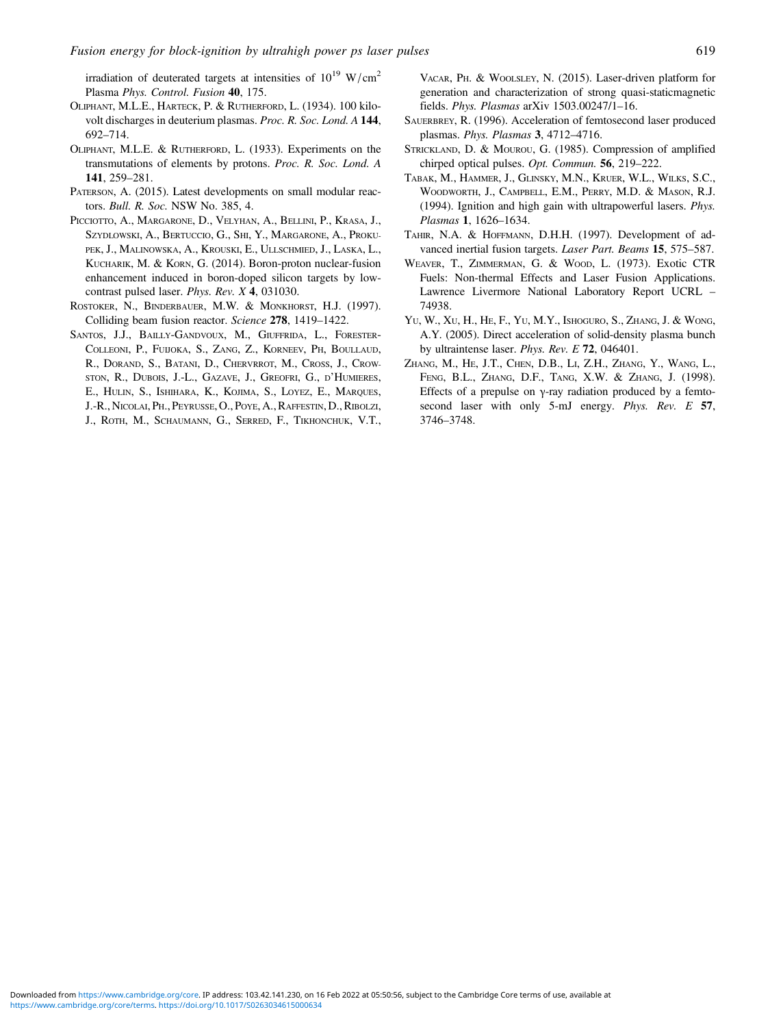irradiation of deuterated targets at intensities of $10^{19}$ W/cm$^2$ Plasma *Phys. Control. Fusion* **40**, 175.

Oliphant, M.L.E., Harteck, P. & Rutherford, L. (1934). 100 kilovolt discharges in deuterium plasmas. *Proc. R. Soc. Lond. A* **144**, 692–714.

Oliphant, M.L.E. & Rutherford, L. (1933). Experiments on the transmutations of elements by protons. *Proc. R. Soc. Lond. A* **141**, 259–281.

Paterson, A. (2015). Latest developments on small modular reactors. *Bull. R. Soc.* NSW No. 385, 4.

Picciotto, A., Margarone, D., Velyhan, A., Bellini, P., Krasa, J., Szydlowski, A., Bertuccio, G., Shi, Y., Margarone, A., Prokupek, J., Malinowska, A., Krouski, E., Ullschmied, J., Laska, L., Kucharik, M. & Korn, G. (2014). Boron-proton nuclear-fusion enhancement induced in boron-doped silicon targets by low-contrast pulsed laser. *Phys. Rev. X* **4**, 031030.

Rostoker, N., Binderbauer, M.W. & Monkhorst, H.J. (1997). Colliding beam fusion reactor. *Science* **278**, 1419–1422.

Santos, J.J., Bailly-Gandvoux, M., Giuffrida, L., Forester-Colleoni, P., Fuijoka, S., Zang, Z., Korneev, Ph, Boullaud, R., Dorand, S., Batani, D., Chervrrot, M., Cross, J., Crowston, R., Dubois, J.-L., Gazave, J., Greofri, G., d'Humieres, E., Hulin, S., Ishihara, K., Kojima, S., Loyez, E., Marques, J.-R., Nicolai, Ph., Peyrusse, O., Poye, A., Raffestin, D., Ribolzi, J., Roth, M., Schaumann, G., Serred, F., Tikhonchuk, V.T., Vacar, Ph. & Woolsley, N. (2015). Laser-driven platform for generation and characterization of strong quasi-staticmagnetic fields. *Phys. Plasmas* arXiv 1503.00247/1–16.

Sauerbrey, R. (1996). Acceleration of femtosecond laser produced plasmas. *Phys. Plasmas* **3**, 4712–4716.

Strickland, D. & Mourou, G. (1985). Compression of amplified chirped optical pulses. *Opt. Commun.* **56**, 219–222.

Tabak, M., Hammer, J., Glinsky, M.N., Kruer, W.L., Wilks, S.C., Woodworth, J., Campbell, E.M., Perry, M.D. & Mason, R.J. (1994). Ignition and high gain with ultrapowerful lasers. *Phys. Plasmas* **1**, 1626–1634.

Tahir, N.A. & Hoffmann, D.H.H. (1997). Development of advanced inertial fusion targets. *Laser Part. Beams* **15**, 575–587.

Weaver, T., Zimmerman, G. & Wood, L. (1973). Exotic CTR Fuels: Non-thermal Effects and Laser Fusion Applications. Lawrence Livermore National Laboratory Report UCRL – 74938.

Yu, W., Xu, H., He, F., Yu, M.Y., Ishoguro, S., Zhang, J. & Wong, A.Y. (2005). Direct acceleration of solid-density plasma bunch by ultraintense laser. *Phys. Rev. E* **72**, 046401.

Zhang, M., He, J.T., Chen, D.B., Li, Z.H., Zhang, Y., Wang, L., Feng, B.L., Zhang, D.F., Tang, X.W. & Zhang, J. (1998). Effects of a prepulse on γ-ray radiation produced by a femtosecond laser with only 5-mJ energy. *Phys. Rev. E* **57**, 3746–3748.